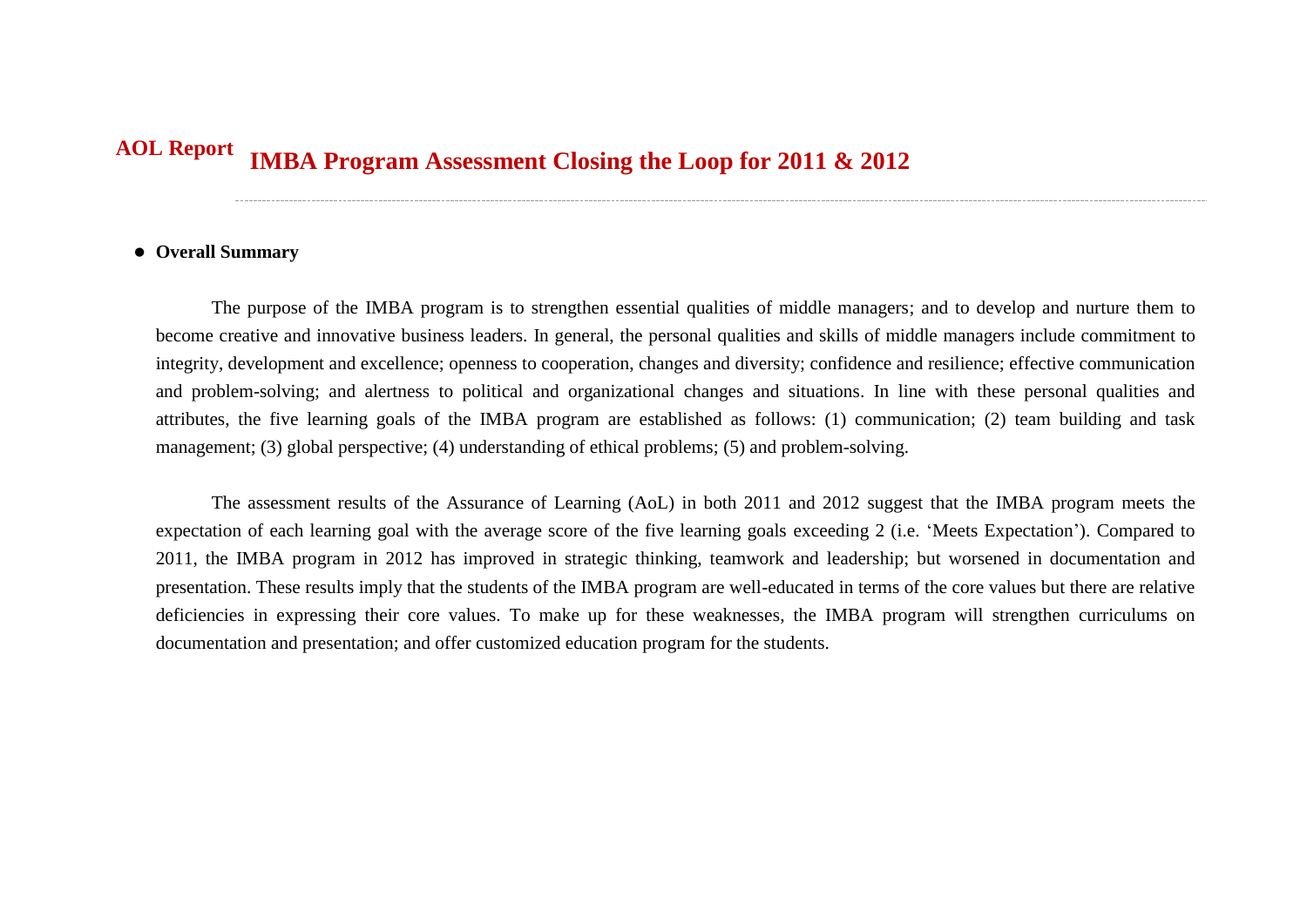**AOL Report**

# IMBA Program Assessment Closing the Loop for 2011 & 2012

- **Overall Summary**

The purpose of the IMBA program is to strengthen essential qualities of middle managers; and to develop and nurture them to become creative and innovative business leaders. In general, the personal qualities and skills of middle managers include commitment to integrity, development and excellence; openness to cooperation, changes and diversity; confidence and resilience; effective communication and problem-solving; and alertness to political and organizational changes and situations. In line with these personal qualities and attributes, the five learning goals of the IMBA program are established as follows: (1) communication; (2) team building and task management; (3) global perspective; (4) understanding of ethical problems; (5) and problem-solving.

The assessment results of the Assurance of Learning (AoL) in both 2011 and 2012 suggest that the IMBA program meets the expectation of each learning goal with the average score of the five learning goals exceeding 2 (i.e. 'Meets Expectation'). Compared to 2011, the IMBA program in 2012 has improved in strategic thinking, teamwork and leadership; but worsened in documentation and presentation. These results imply that the students of the IMBA program are well-educated in terms of the core values but there are relative deficiencies in expressing their core values. To make up for these weaknesses, the IMBA program will strengthen curriculums on documentation and presentation; and offer customized education program for the students.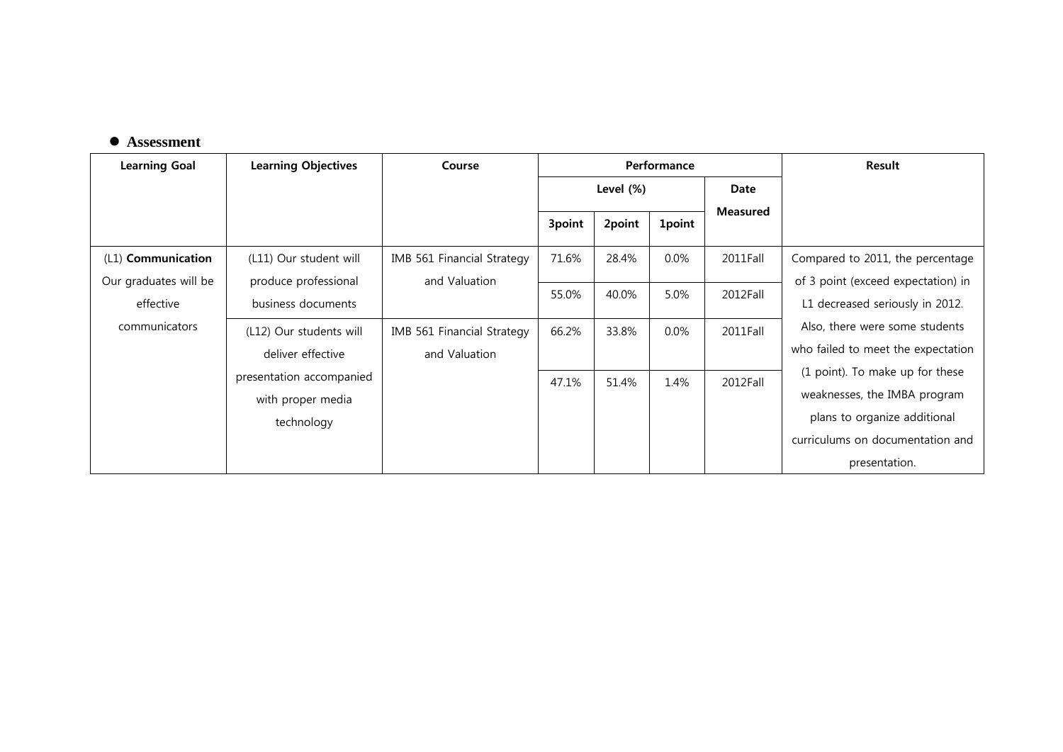- **Assessment**

| Learning Goal | Learning Objectives | Course | Performance | | | | Result |
|---|---|---|---|---|---|---|---|
| | | | Level (%) | | | Date Measured | |
| | | | 3point | 2point | 1point | | |
| (L1) **Communication** Our graduates will be effective communicators | (L11) Our student will produce professional business documents | IMB 561 Financial Strategy and Valuation | 71.6% | 28.4% | 0.0% | 2011Fall | Compared to 2011, the percentage of 3 point (exceed expectation) in L1 decreased seriously in 2012. Also, there were some students who failed to meet the expectation (1 point). To make up for these weaknesses, the IMBA program plans to organize additional curriculums on documentation and presentation. |
| | | | 55.0% | 40.0% | 5.0% | 2012Fall | |
| | (L12) Our students will deliver effective presentation accompanied with proper media technology | IMB 561 Financial Strategy and Valuation | 66.2% | 33.8% | 0.0% | 2011Fall | |
| | | | 47.1% | 51.4% | 1.4% | 2012Fall | |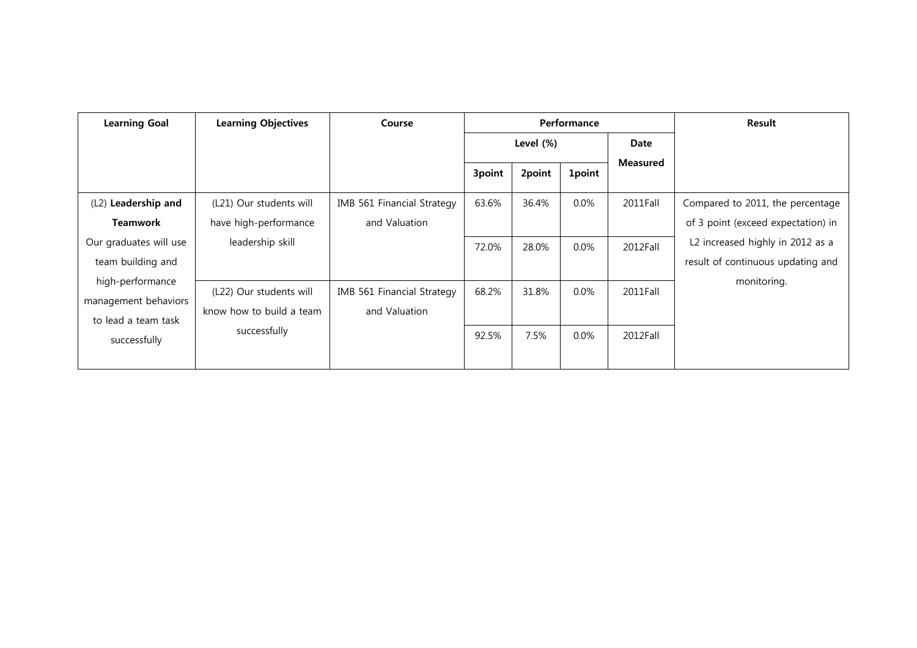| Learning Goal | Learning Objectives | Course | Performance | | | | Result |
|---|---|---|---|---|---|---|---|
| | | | Level (%) | | | Date Measured | |
| | | | 3point | 2point | 1point | | |
| (L2) **Leadership and Teamwork** Our graduates will use team building and high-performance management behaviors to lead a team task successfully | (L21) Our students will have high-performance leadership skill | IMB 561 Financial Strategy and Valuation | 63.6% | 36.4% | 0.0% | 2011Fall | Compared to 2011, the percentage of 3 point (exceed expectation) in L2 increased highly in 2012 as a result of continuous updating and monitoring. |
| | | | 72.0% | 28.0% | 0.0% | 2012Fall | |
| | (L22) Our students will know how to build a team successfully | IMB 561 Financial Strategy and Valuation | 68.2% | 31.8% | 0.0% | 2011Fall | |
| | | | 92.5% | 7.5% | 0.0% | 2012Fall | |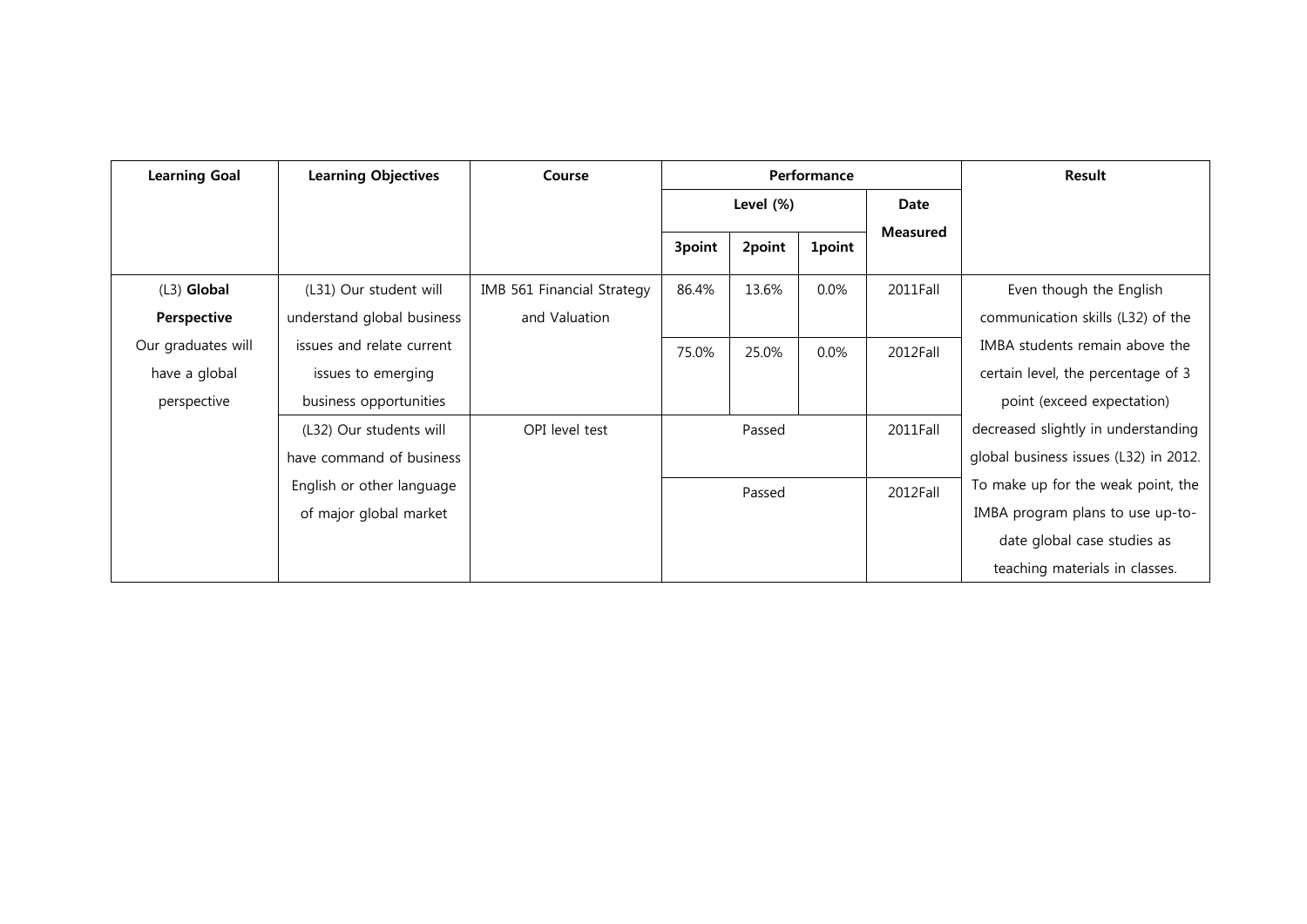| Learning Goal | Learning Objectives | Course | Performance | | | | Result |
|---|---|---|---|---|---|---|---|
| | | | Level (%) | | | Date Measured | |
| | | | 3point | 2point | 1point | | |
| (L3) **Global Perspective** Our graduates will have a global perspective | (L31) Our student will understand global business issues and relate current issues to emerging business opportunities | IMB 561 Financial Strategy and Valuation | 86.4% | 13.6% | 0.0% | 2011Fall | Even though the English communication skills (L32) of the IMBA students remain above the certain level, the percentage of 3 point (exceed expectation) decreased slightly in understanding global business issues (L32) in 2012. To make up for the weak point, the IMBA program plans to use up-to-date global case studies as teaching materials in classes. |
| | | | 75.0% | 25.0% | 0.0% | 2012Fall | |
| | (L32) Our students will have command of business English or other language of major global market | OPI level test | Passed | | | 2011Fall | |
| | | | Passed | | | 2012Fall | |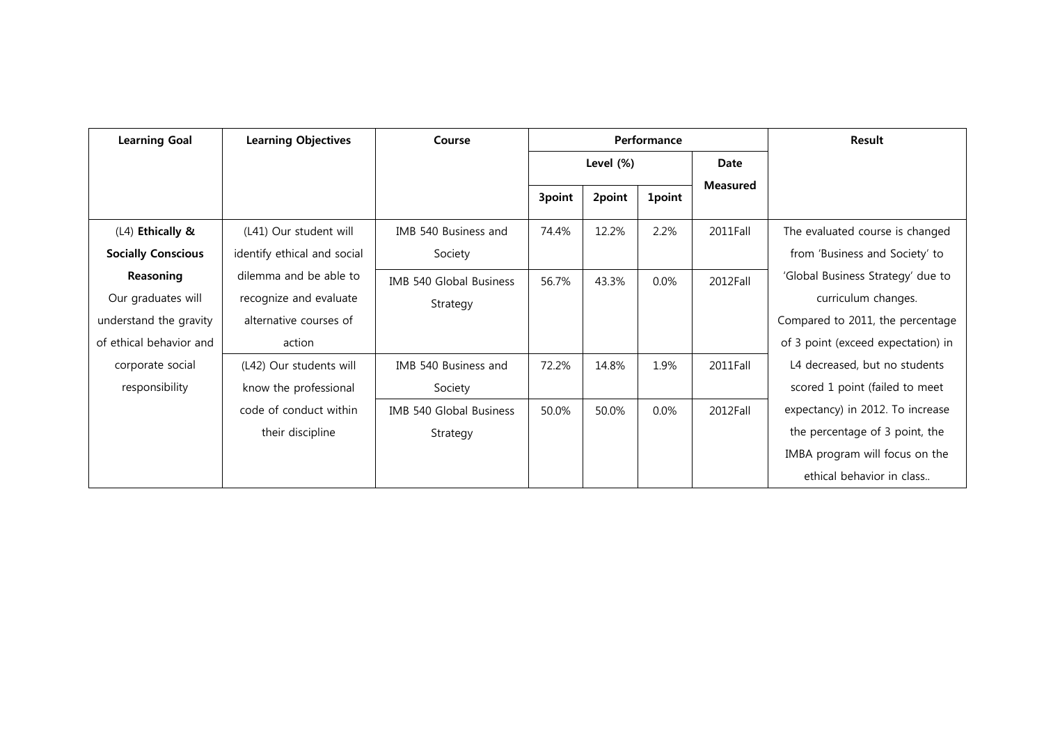| Learning Goal | Learning Objectives | Course | Performance | | | | Result |
|---|---|---|---|---|---|---|---|
| | | | Level (%) | | | Date Measured | |
| | | | 3point | 2point | 1point | | |
| (L4) **Ethically & Socially Conscious Reasoning** Our graduates will understand the gravity of ethical behavior and corporate social responsibility | (L41) Our student will identify ethical and social dilemma and be able to recognize and evaluate alternative courses of action | IMB 540 Business and Society | 74.4% | 12.2% | 2.2% | 2011Fall | The evaluated course is changed from 'Business and Society' to 'Global Business Strategy' due to curriculum changes. Compared to 2011, the percentage of 3 point (exceed expectation) in L4 decreased, but no students scored 1 point (failed to meet expectancy) in 2012. To increase the percentage of 3 point, the IMBA program will focus on the ethical behavior in class.. |
| | | IMB 540 Global Business Strategy | 56.7% | 43.3% | 0.0% | 2012Fall | |
| | (L42) Our students will know the professional code of conduct within their discipline | IMB 540 Business and Society | 72.2% | 14.8% | 1.9% | 2011Fall | |
| | | IMB 540 Global Business Strategy | 50.0% | 50.0% | 0.0% | 2012Fall | |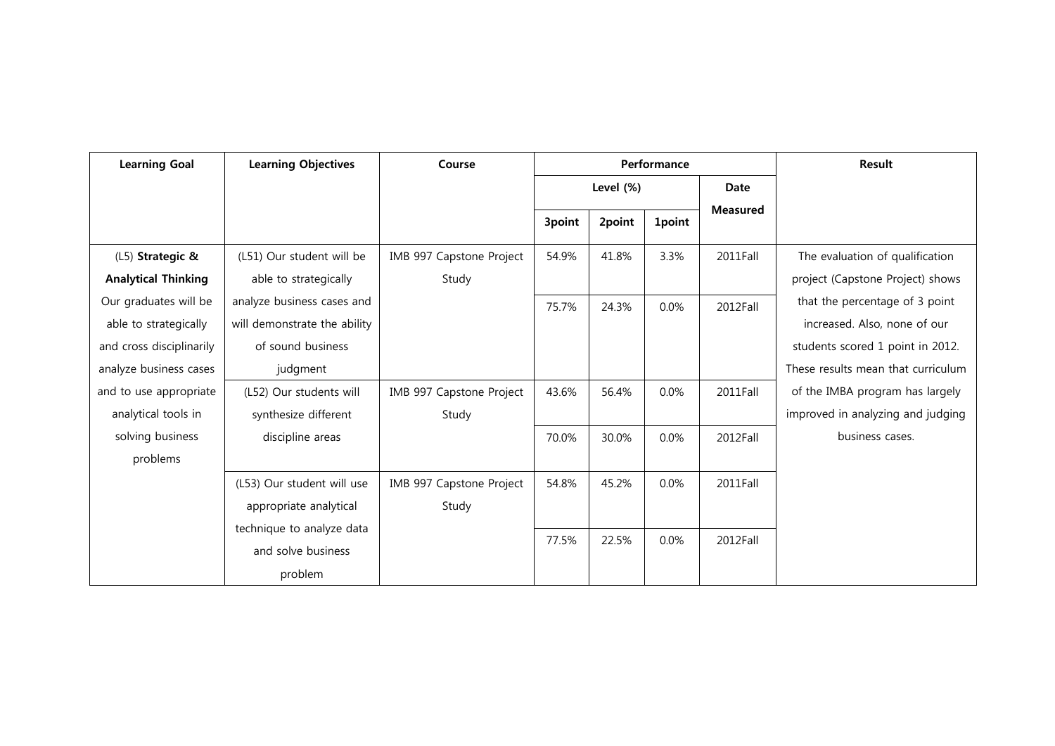| Learning Goal | Learning Objectives | Course | Performance | | | | Result |
|---|---|---|---|---|---|---|---|
| | | | Level (%) | | | Date Measured | |
| | | | 3point | 2point | 1point | | |
| (L5) **Strategic & Analytical Thinking** Our graduates will be able to strategically and cross disciplinarily analyze business cases and to use appropriate analytical tools in solving business problems | (L51) Our student will be able to strategically analyze business cases and will demonstrate the ability of sound business judgment | IMB 997 Capstone Project Study | 54.9% | 41.8% | 3.3% | 2011Fall | The evaluation of qualification project (Capstone Project) shows that the percentage of 3 point increased. Also, none of our students scored 1 point in 2012. These results mean that curriculum of the IMBA program has largely improved in analyzing and judging business cases. |
| | | | 75.7% | 24.3% | 0.0% | 2012Fall | |
| | (L52) Our students will synthesize different discipline areas | IMB 997 Capstone Project Study | 43.6% | 56.4% | 0.0% | 2011Fall | |
| | | | 70.0% | 30.0% | 0.0% | 2012Fall | |
| | (L53) Our student will use appropriate analytical technique to analyze data and solve business problem | IMB 997 Capstone Project Study | 54.8% | 45.2% | 0.0% | 2011Fall | |
| | | | 77.5% | 22.5% | 0.0% | 2012Fall | |